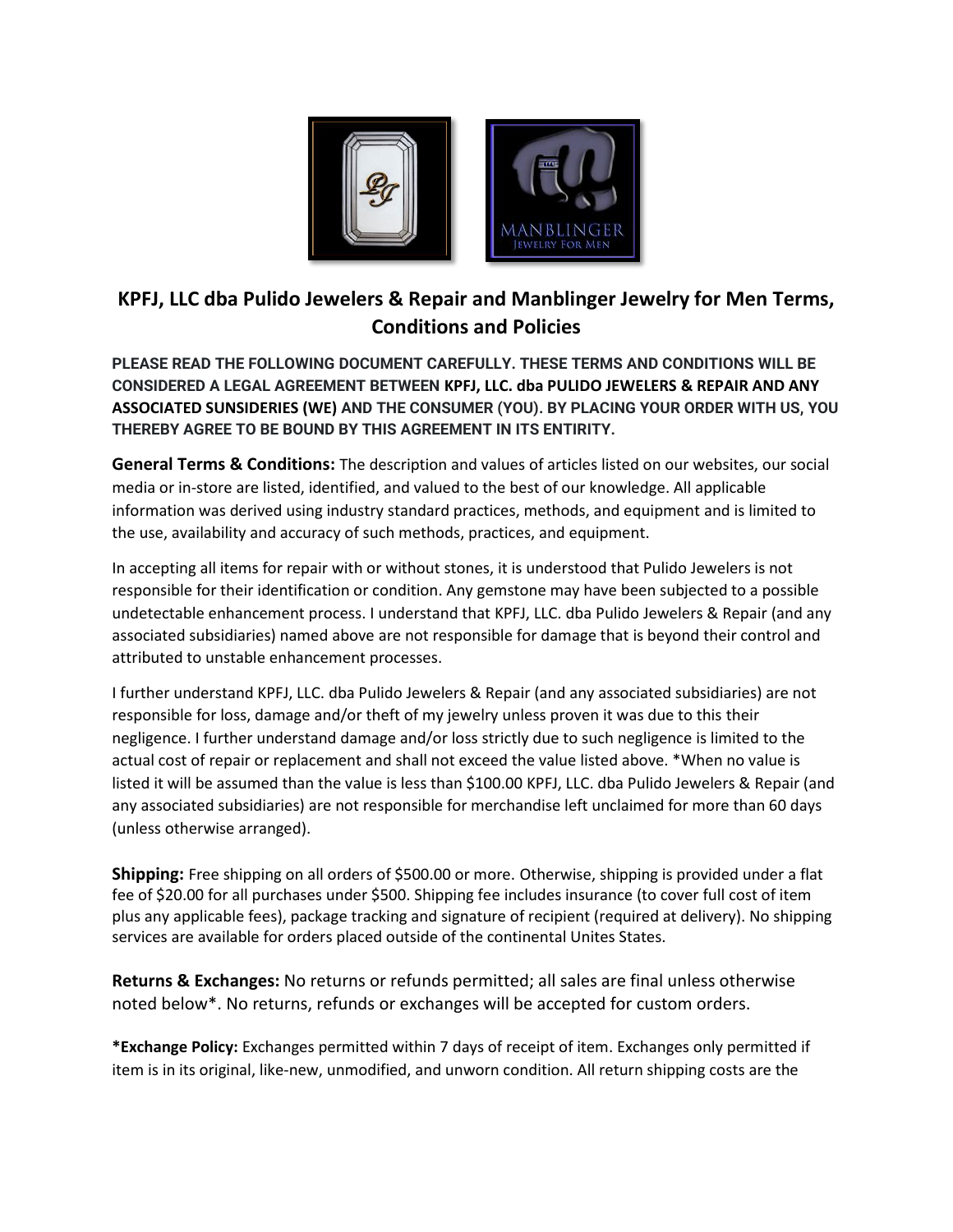# KPFJ, LLC dba Pulido Jewelers & Repair and Manblinger Jewelry for Men Terms, Conditions and Policies

**PLEASE READ THE FOLLOWING DOCUMENT CAREFULLY. THESE TERMS AND CONDITIONS WILL BE CONSIDERED A LEGAL AGREEMENT BETWEEN KPFJ, LLC. dba PULIDO JEWELERS & REPAIR AND ANY ASSOCIATED SUNSIDERIES (WE) AND THE CONSUMER (YOU). BY PLACING YOUR ORDER WITH US, YOU THEREBY AGREE TO BE BOUND BY THIS AGREEMENT IN ITS ENTIRITY.**

**General Terms & Conditions:** The description and values of articles listed on our websites, our social media or in-store are listed, identified, and valued to the best of our knowledge. All applicable information was derived using industry standard practices, methods, and equipment and is limited to the use, availability and accuracy of such methods, practices, and equipment.

In accepting all items for repair with or without stones, it is understood that Pulido Jewelers is not responsible for their identification or condition. Any gemstone may have been subjected to a possible undetectable enhancement process. I understand that KPFJ, LLC. dba Pulido Jewelers & Repair (and any associated subsidiaries) named above are not responsible for damage that is beyond their control and attributed to unstable enhancement processes.

I further understand KPFJ, LLC. dba Pulido Jewelers & Repair (and any associated subsidiaries) are not responsible for loss, damage and/or theft of my jewelry unless proven it was due to this their negligence. I further understand damage and/or loss strictly due to such negligence is limited to the actual cost of repair or replacement and shall not exceed the value listed above. *When no value is listed it will be assumed than the value is less than $100.00 KPFJ, LLC. dba Pulido Jewelers & Repair (and any associated subsidiaries) are not responsible for merchandise left unclaimed for more than 60 days (unless otherwise arranged).

**Shipping:** Free shipping on all orders of $500.00 or more. Otherwise, shipping is provided under a flat fee of $20.00 for all purchases under $500. Shipping fee includes insurance (to cover full cost of item plus any applicable fees), package tracking and signature of recipient (required at delivery). No shipping services are available for orders placed outside of the continental Unites States.

**Returns & Exchanges:** No returns or refunds permitted; all sales are final unless otherwise noted below*. No returns, refunds or exchanges will be accepted for custom orders.

***Exchange Policy:** Exchanges permitted within 7 days of receipt of item. Exchanges only permitted if item is in its original, like-new, unmodified, and unworn condition. All return shipping costs are the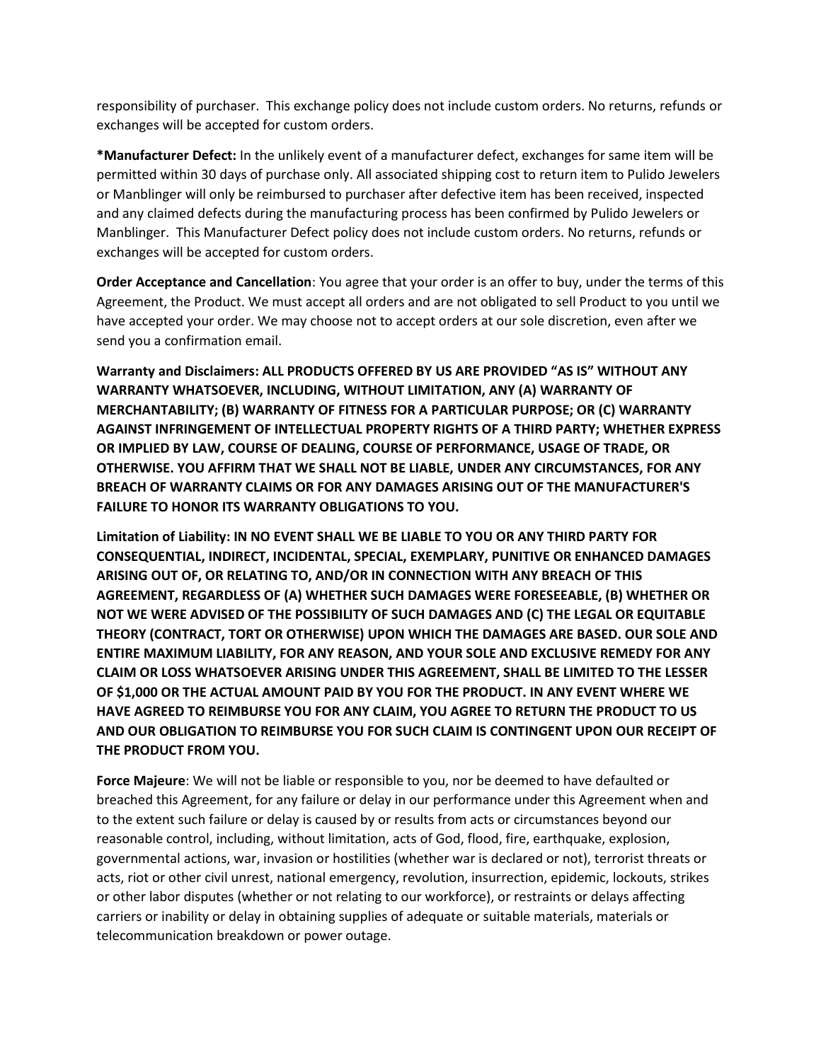responsibility of purchaser. This exchange policy does not include custom orders. No returns, refunds or exchanges will be accepted for custom orders.

***Manufacturer Defect:** In the unlikely event of a manufacturer defect, exchanges for same item will be permitted within 30 days of purchase only. All associated shipping cost to return item to Pulido Jewelers or Manblinger will only be reimbursed to purchaser after defective item has been received, inspected and any claimed defects during the manufacturing process has been confirmed by Pulido Jewelers or Manblinger. This Manufacturer Defect policy does not include custom orders. No returns, refunds or exchanges will be accepted for custom orders.

**Order Acceptance and Cancellation**: You agree that your order is an offer to buy, under the terms of this Agreement, the Product. We must accept all orders and are not obligated to sell Product to you until we have accepted your order. We may choose not to accept orders at our sole discretion, even after we send you a confirmation email.

**Warranty and Disclaimers: ALL PRODUCTS OFFERED BY US ARE PROVIDED "AS IS" WITHOUT ANY WARRANTY WHATSOEVER, INCLUDING, WITHOUT LIMITATION, ANY (A) WARRANTY OF MERCHANTABILITY; (B) WARRANTY OF FITNESS FOR A PARTICULAR PURPOSE; OR (C) WARRANTY AGAINST INFRINGEMENT OF INTELLECTUAL PROPERTY RIGHTS OF A THIRD PARTY; WHETHER EXPRESS OR IMPLIED BY LAW, COURSE OF DEALING, COURSE OF PERFORMANCE, USAGE OF TRADE, OR OTHERWISE. YOU AFFIRM THAT WE SHALL NOT BE LIABLE, UNDER ANY CIRCUMSTANCES, FOR ANY BREACH OF WARRANTY CLAIMS OR FOR ANY DAMAGES ARISING OUT OF THE MANUFACTURER'S FAILURE TO HONOR ITS WARRANTY OBLIGATIONS TO YOU.**

**Limitation of Liability: IN NO EVENT SHALL WE BE LIABLE TO YOU OR ANY THIRD PARTY FOR CONSEQUENTIAL, INDIRECT, INCIDENTAL, SPECIAL, EXEMPLARY, PUNITIVE OR ENHANCED DAMAGES ARISING OUT OF, OR RELATING TO, AND/OR IN CONNECTION WITH ANY BREACH OF THIS AGREEMENT, REGARDLESS OF (A) WHETHER SUCH DAMAGES WERE FORESEEABLE, (B) WHETHER OR NOT WE WERE ADVISED OF THE POSSIBILITY OF SUCH DAMAGES AND (C) THE LEGAL OR EQUITABLE THEORY (CONTRACT, TORT OR OTHERWISE) UPON WHICH THE DAMAGES ARE BASED. OUR SOLE AND ENTIRE MAXIMUM LIABILITY, FOR ANY REASON, AND YOUR SOLE AND EXCLUSIVE REMEDY FOR ANY CLAIM OR LOSS WHATSOEVER ARISING UNDER THIS AGREEMENT, SHALL BE LIMITED TO THE LESSER OF $1,000 OR THE ACTUAL AMOUNT PAID BY YOU FOR THE PRODUCT. IN ANY EVENT WHERE WE HAVE AGREED TO REIMBURSE YOU FOR ANY CLAIM, YOU AGREE TO RETURN THE PRODUCT TO US AND OUR OBLIGATION TO REIMBURSE YOU FOR SUCH CLAIM IS CONTINGENT UPON OUR RECEIPT OF THE PRODUCT FROM YOU.**

**Force Majeure**: We will not be liable or responsible to you, nor be deemed to have defaulted or breached this Agreement, for any failure or delay in our performance under this Agreement when and to the extent such failure or delay is caused by or results from acts or circumstances beyond our reasonable control, including, without limitation, acts of God, flood, fire, earthquake, explosion, governmental actions, war, invasion or hostilities (whether war is declared or not), terrorist threats or acts, riot or other civil unrest, national emergency, revolution, insurrection, epidemic, lockouts, strikes or other labor disputes (whether or not relating to our workforce), or restraints or delays affecting carriers or inability or delay in obtaining supplies of adequate or suitable materials, materials or telecommunication breakdown or power outage.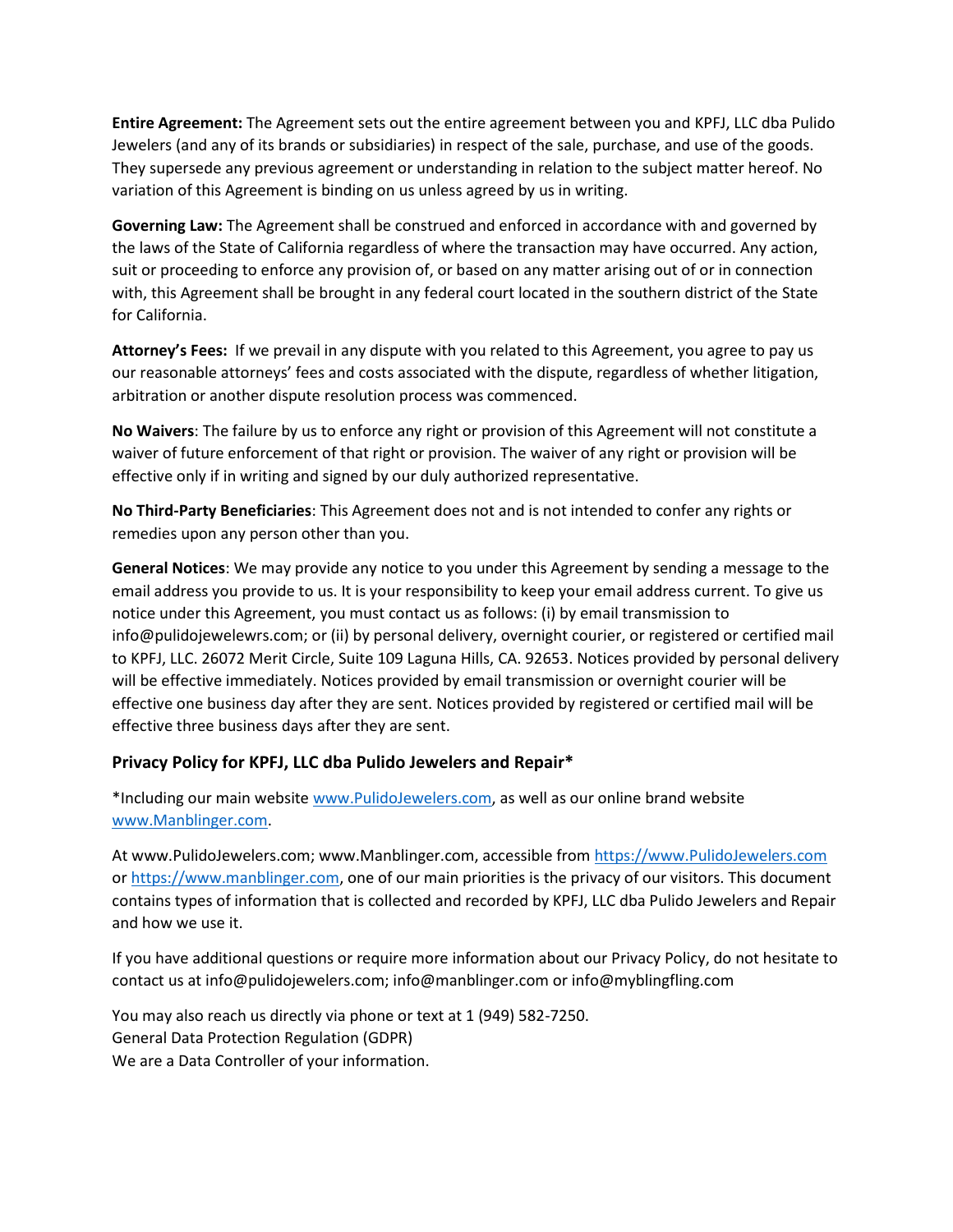**Entire Agreement:** The Agreement sets out the entire agreement between you and KPFJ, LLC dba Pulido Jewelers (and any of its brands or subsidiaries) in respect of the sale, purchase, and use of the goods. They supersede any previous agreement or understanding in relation to the subject matter hereof. No variation of this Agreement is binding on us unless agreed by us in writing.

**Governing Law:** The Agreement shall be construed and enforced in accordance with and governed by the laws of the State of California regardless of where the transaction may have occurred. Any action, suit or proceeding to enforce any provision of, or based on any matter arising out of or in connection with, this Agreement shall be brought in any federal court located in the southern district of the State for California.

**Attorney's Fees:** If we prevail in any dispute with you related to this Agreement, you agree to pay us our reasonable attorneys' fees and costs associated with the dispute, regardless of whether litigation, arbitration or another dispute resolution process was commenced.

**No Waivers**: The failure by us to enforce any right or provision of this Agreement will not constitute a waiver of future enforcement of that right or provision. The waiver of any right or provision will be effective only if in writing and signed by our duly authorized representative.

**No Third-Party Beneficiaries**: This Agreement does not and is not intended to confer any rights or remedies upon any person other than you.

**General Notices**: We may provide any notice to you under this Agreement by sending a message to the email address you provide to us. It is your responsibility to keep your email address current. To give us notice under this Agreement, you must contact us as follows: (i) by email transmission to info@pulidojewelewrs.com; or (ii) by personal delivery, overnight courier, or registered or certified mail to KPFJ, LLC. 26072 Merit Circle, Suite 109 Laguna Hills, CA. 92653. Notices provided by personal delivery will be effective immediately. Notices provided by email transmission or overnight courier will be effective one business day after they are sent. Notices provided by registered or certified mail will be effective three business days after they are sent.

### Privacy Policy for KPFJ, LLC dba Pulido Jewelers and Repair*

*Including our main website www.PulidoJewelers.com, as well as our online brand website www.Manblinger.com.

At www.PulidoJewelers.com; www.Manblinger.com, accessible from https://www.PulidoJewelers.com or https://www.manblinger.com, one of our main priorities is the privacy of our visitors. This document contains types of information that is collected and recorded by KPFJ, LLC dba Pulido Jewelers and Repair and how we use it.

If you have additional questions or require more information about our Privacy Policy, do not hesitate to contact us at info@pulidojewelers.com; info@manblinger.com or info@myblingfling.com

You may also reach us directly via phone or text at 1 (949) 582-7250.
General Data Protection Regulation (GDPR)
We are a Data Controller of your information.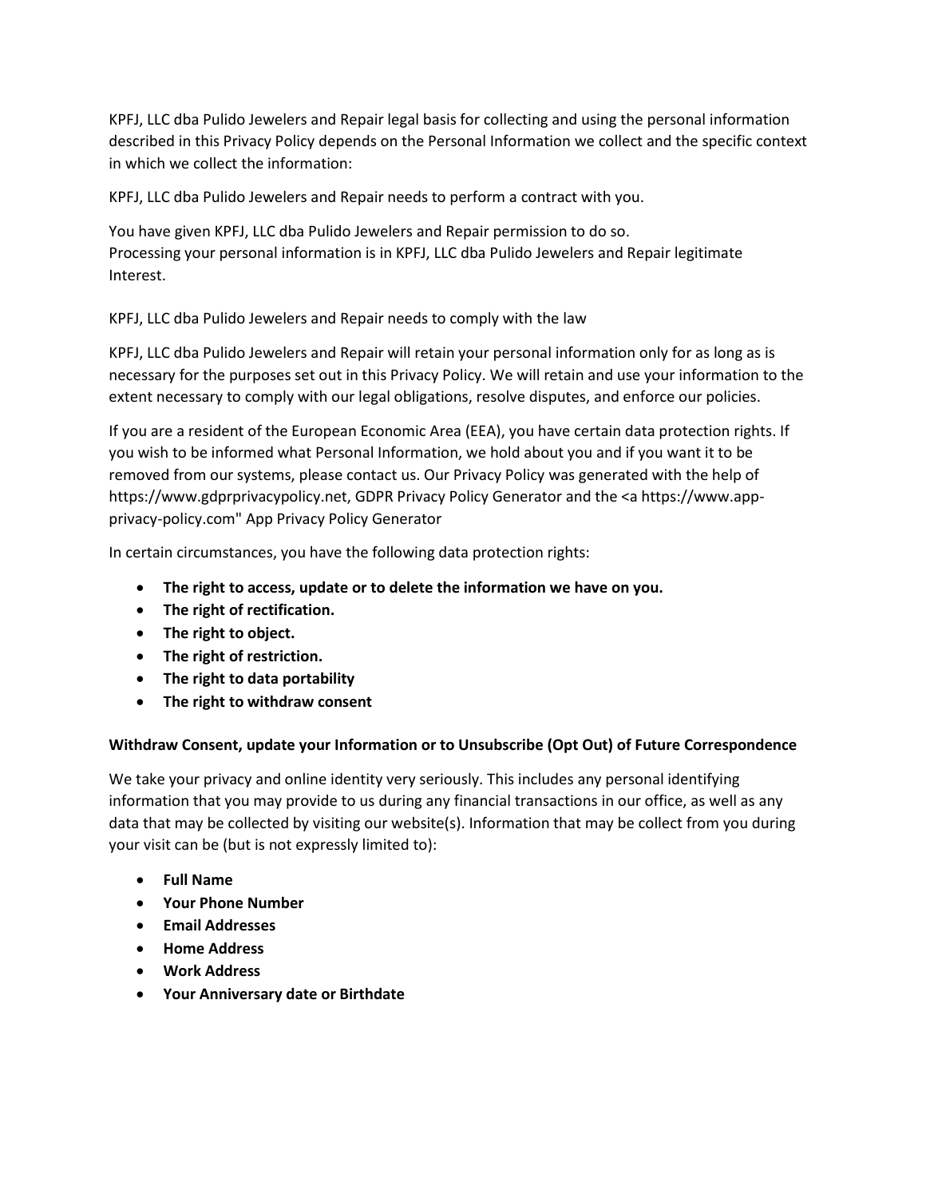KPFJ, LLC dba Pulido Jewelers and Repair legal basis for collecting and using the personal information described in this Privacy Policy depends on the Personal Information we collect and the specific context in which we collect the information:

KPFJ, LLC dba Pulido Jewelers and Repair needs to perform a contract with you.

You have given KPFJ, LLC dba Pulido Jewelers and Repair permission to do so.
Processing your personal information is in KPFJ, LLC dba Pulido Jewelers and Repair legitimate Interest.

KPFJ, LLC dba Pulido Jewelers and Repair needs to comply with the law

KPFJ, LLC dba Pulido Jewelers and Repair will retain your personal information only for as long as is necessary for the purposes set out in this Privacy Policy. We will retain and use your information to the extent necessary to comply with our legal obligations, resolve disputes, and enforce our policies.

If you are a resident of the European Economic Area (EEA), you have certain data protection rights. If you wish to be informed what Personal Information, we hold about you and if you want it to be removed from our systems, please contact us. Our Privacy Policy was generated with the help of https://www.gdprprivacypolicy.net, GDPR Privacy Policy Generator and the <a https://www.app-privacy-policy.com" App Privacy Policy Generator

In certain circumstances, you have the following data protection rights:

- **The right to access, update or to delete the information we have on you.**
- **The right of rectification.**
- **The right to object.**
- **The right of restriction.**
- **The right to data portability**
- **The right to withdraw consent**

**Withdraw Consent, update your Information or to Unsubscribe (Opt Out) of Future Correspondence**

We take your privacy and online identity very seriously. This includes any personal identifying information that you may provide to us during any financial transactions in our office, as well as any data that may be collected by visiting our website(s). Information that may be collect from you during your visit can be (but is not expressly limited to):

- **Full Name**
- **Your Phone Number**
- **Email Addresses**
- **Home Address**
- **Work Address**
- **Your Anniversary date or Birthdate**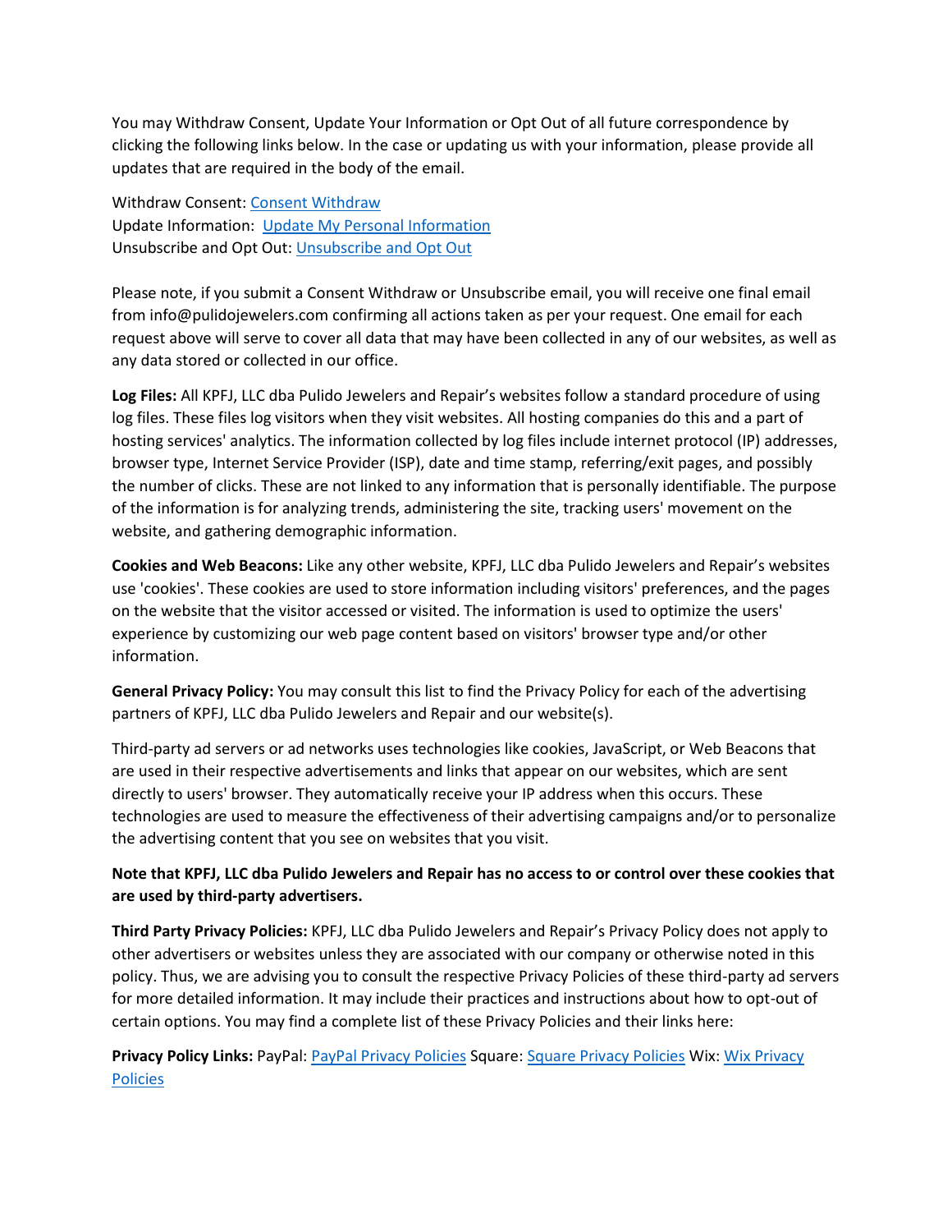You may Withdraw Consent, Update Your Information or Opt Out of all future correspondence by clicking the following links below. In the case or updating us with your information, please provide all updates that are required in the body of the email.

Withdraw Consent: [Consent Withdraw]
Update Information: [Update My Personal Information]
Unsubscribe and Opt Out: [Unsubscribe and Opt Out]

Please note, if you submit a Consent Withdraw or Unsubscribe email, you will receive one final email from info@pulidojewelers.com confirming all actions taken as per your request. One email for each request above will serve to cover all data that may have been collected in any of our websites, as well as any data stored or collected in our office.

**Log Files:** All KPFJ, LLC dba Pulido Jewelers and Repair's websites follow a standard procedure of using log files. These files log visitors when they visit websites. All hosting companies do this and a part of hosting services' analytics. The information collected by log files include internet protocol (IP) addresses, browser type, Internet Service Provider (ISP), date and time stamp, referring/exit pages, and possibly the number of clicks. These are not linked to any information that is personally identifiable. The purpose of the information is for analyzing trends, administering the site, tracking users' movement on the website, and gathering demographic information.

**Cookies and Web Beacons:** Like any other website, KPFJ, LLC dba Pulido Jewelers and Repair's websites use 'cookies'. These cookies are used to store information including visitors' preferences, and the pages on the website that the visitor accessed or visited. The information is used to optimize the users' experience by customizing our web page content based on visitors' browser type and/or other information.

**General Privacy Policy:** You may consult this list to find the Privacy Policy for each of the advertising partners of KPFJ, LLC dba Pulido Jewelers and Repair and our website(s).

Third-party ad servers or ad networks uses technologies like cookies, JavaScript, or Web Beacons that are used in their respective advertisements and links that appear on our websites, which are sent directly to users' browser. They automatically receive your IP address when this occurs. These technologies are used to measure the effectiveness of their advertising campaigns and/or to personalize the advertising content that you see on websites that you visit.

**Note that KPFJ, LLC dba Pulido Jewelers and Repair has no access to or control over these cookies that are used by third-party advertisers.**

**Third Party Privacy Policies:** KPFJ, LLC dba Pulido Jewelers and Repair's Privacy Policy does not apply to other advertisers or websites unless they are associated with our company or otherwise noted in this policy. Thus, we are advising you to consult the respective Privacy Policies of these third-party ad servers for more detailed information. It may include their practices and instructions about how to opt-out of certain options. You may find a complete list of these Privacy Policies and their links here:

**Privacy Policy Links:** PayPal: [PayPal Privacy Policies] Square: [Square Privacy Policies] Wix: [Wix Privacy Policies]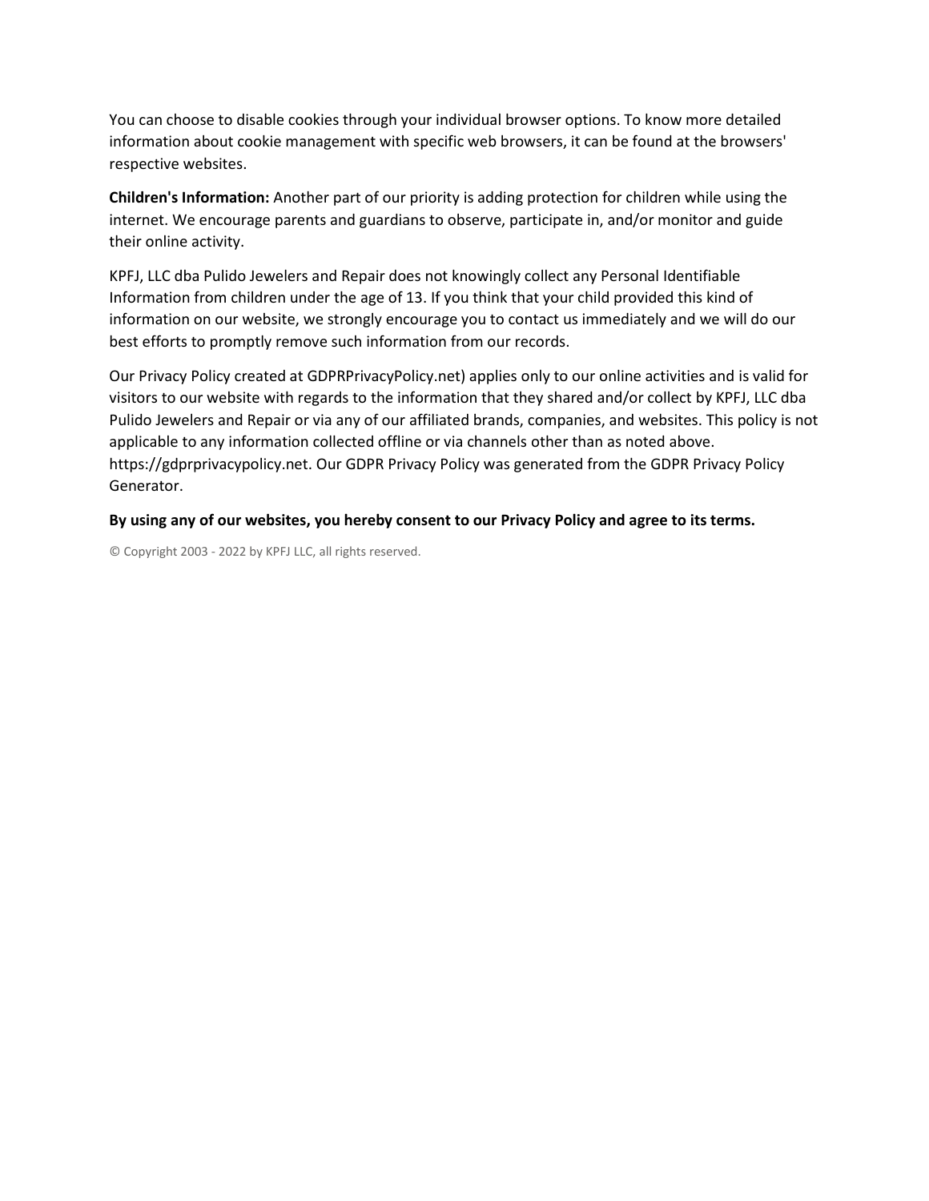You can choose to disable cookies through your individual browser options. To know more detailed information about cookie management with specific web browsers, it can be found at the browsers' respective websites.

**Children's Information:** Another part of our priority is adding protection for children while using the internet. We encourage parents and guardians to observe, participate in, and/or monitor and guide their online activity.

KPFJ, LLC dba Pulido Jewelers and Repair does not knowingly collect any Personal Identifiable Information from children under the age of 13. If you think that your child provided this kind of information on our website, we strongly encourage you to contact us immediately and we will do our best efforts to promptly remove such information from our records.

Our Privacy Policy created at GDPRPrivacyPolicy.net) applies only to our online activities and is valid for visitors to our website with regards to the information that they shared and/or collect by KPFJ, LLC dba Pulido Jewelers and Repair or via any of our affiliated brands, companies, and websites. This policy is not applicable to any information collected offline or via channels other than as noted above. https://gdprprivacypolicy.net. Our GDPR Privacy Policy was generated from the GDPR Privacy Policy Generator.

**By using any of our websites, you hereby consent to our Privacy Policy and agree to its terms.**

© Copyright 2003 - 2022 by KPFJ LLC, all rights reserved.